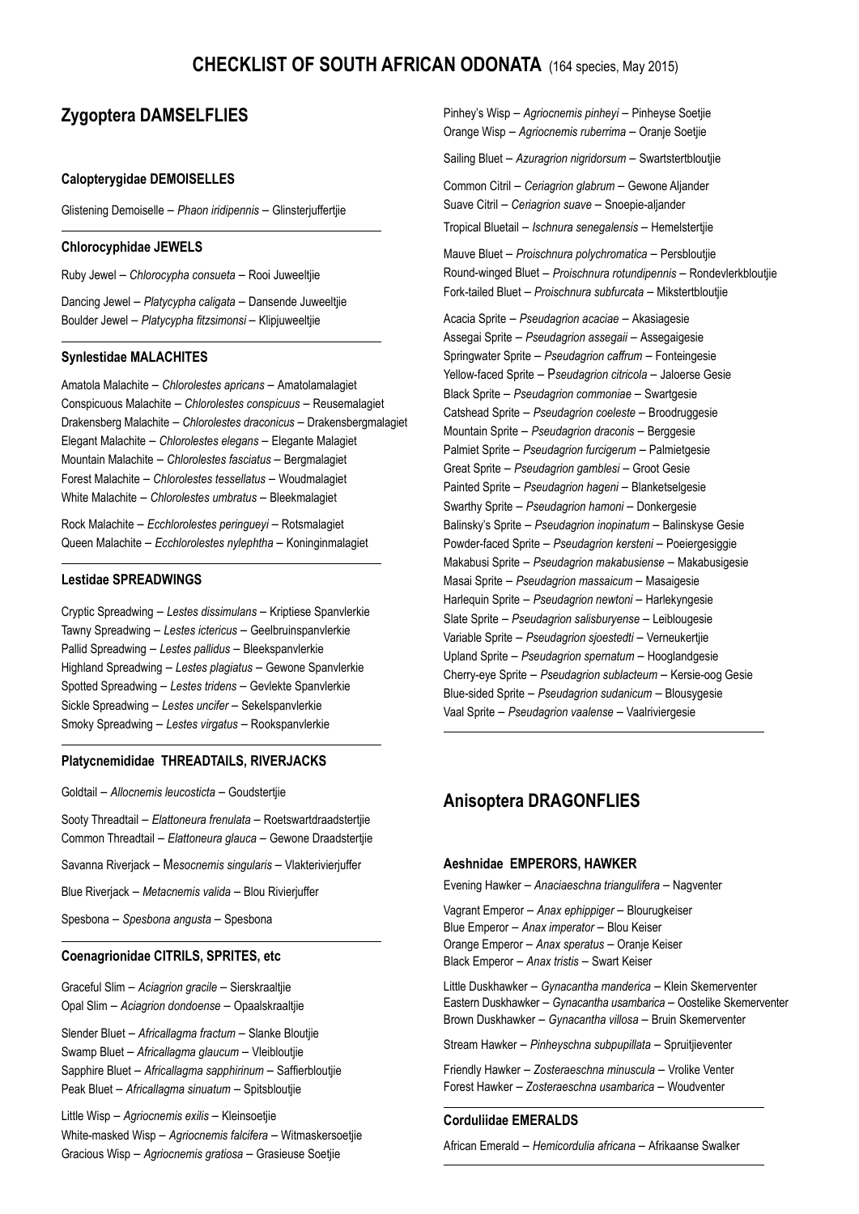# CHECKLIST OF SOUTH AFRICAN ODONATA (164 species, May 2015)

## Zygoptera DAMSELFLIES

### Calopterygidae DEMOISELLES

Glistening Demoiselle – *Phaon iridipennis* – Glinsterjuffertjie

### Chlorocyphidae JEWELS

Ruby Jewel – *Chlorocypha consueta* – Rooi Juweeltjie

Dancing Jewel – *Platycypha caligata* – Dansende Juweeltjie
Boulder Jewel – *Platycypha fitzsimonsi* – Klipjuweeltjie

### Synlestidae MALACHITES

Amatola Malachite – *Chlorolestes apricans* – Amatolamalagiet
Conspicuous Malachite – *Chlorolestes conspicuus* – Reusemalagiet
Drakensberg Malachite – *Chlorolestes draconicus* – Drakensbergmalagiet
Elegant Malachite – *Chlorolestes elegans* – Elegante Malagiet
Mountain Malachite – *Chlorolestes fasciatus* – Bergmalagiet
Forest Malachite – *Chlorolestes tessellatus* – Woudmalagiet
White Malachite – *Chlorolestes umbratus* – Bleekmalagiet

Rock Malachite – *Ecchlorolestes peringueyi* – Rotsmalagiet
Queen Malachite – *Ecchlorolestes nylephtha* – Koninginmalagiet

### Lestidae SPREADWINGS

Cryptic Spreadwing – *Lestes dissimulans* – Kriptiese Spanvlerkie
Tawny Spreadwing – *Lestes ictericus* – Geelbruinspanvlerkie
Pallid Spreadwing – *Lestes pallidus* – Bleekspanvlerkie
Highland Spreadwing – *Lestes plagiatus* – Gewone Spanvlerkie
Spotted Spreadwing – *Lestes tridens* – Gevlekte Spanvlerkie
Sickle Spreadwing – *Lestes uncifer* – Sekelspanvlerkie
Smoky Spreadwing – *Lestes virgatus* – Rookspanvlerkie

### Platycnemididae THREADTAILS, RIVERJACKS

Goldtail – *Allocnemis leucosticta* – Goudstertjie

Sooty Threadtail – *Elattoneura frenulata* – Roetswartdraadstertjie
Common Threadtail – *Elattoneura glauca* – Gewone Draadstertjie

Savanna Riverjack – M*esocnemis singularis* – Vlakterivierjuffer

Blue Riverjack – *Metacnemis valida* – Blou Rivierjuffer

Spesbona – *Spesbona angusta* – Spesbona

### Coenagrionidae CITRILS, SPRITES, etc

Graceful Slim – *Aciagrion gracile* – Sierskraaltjie
Opal Slim – *Aciagrion dondoense* – Opaalskraaltjie

Slender Bluet – *Africallagma fractum* – Slanke Bloutjie
Swamp Bluet – *Africallagma glaucum* – Vleibloutjie
Sapphire Bluet – *Africallagma sapphirinum* – Saffierbloutjie
Peak Bluet – *Africallagma sinuatum* – Spitsbloutjie

Little Wisp – *Agriocnemis exilis* – Kleinsoetjie
White-masked Wisp – *Agriocnemis falcifera* – Witmaskersoetjie
Gracious Wisp – *Agriocnemis gratiosa* – Grasieuse Soetjie
Pinhey's Wisp – *Agriocnemis pinheyi* – Pinheyse Soetjie
Orange Wisp – *Agriocnemis ruberrima* – Oranje Soetjie

Sailing Bluet – *Azuragrion nigridorsum* – Swartstertbloutjie

Common Citril – *Ceriagrion glabrum* – Gewone Aljander
Suave Citril – *Ceriagrion suave* – Snoepie-aljander

Tropical Bluetail – *Ischnura senegalensis* – Hemelstertjie

Mauve Bluet – *Proischnura polychromatica* – Persbloutjie
Round-winged Bluet – *Proischnura rotundipennis* – Rondevlerkbloutjie
Fork-tailed Bluet – *Proischnura subfurcata* – Mikstertbloutjie

Acacia Sprite – *Pseudagrion acaciae* – Akasiagesie
Assegai Sprite – *Pseudagrion assegaii* – Assegaigesie
Springwater Sprite – *Pseudagrion caffrum* – Fonteingesie
Yellow-faced Sprite – P*seudagrion citricola* – Jaloerse Gesie
Black Sprite – *Pseudagrion commoniae* – Swartgesie
Catshead Sprite – *Pseudagrion coeleste* – Broodruggesie
Mountain Sprite – *Pseudagrion draconis* – Berggesie
Palmiet Sprite – *Pseudagrion furcigerum* – Palmietgesie
Great Sprite – *Pseudagrion gamblesi* – Groot Gesie
Painted Sprite – *Pseudagrion hageni* – Blanketselgesie
Swarthy Sprite – *Pseudagrion hamoni* – Donkergesie
Balinsky's Sprite – *Pseudagrion inopinatum* – Balinskyse Gesie
Powder-faced Sprite – *Pseudagrion kersteni* – Poeiergesiggie
Makabusi Sprite – *Pseudagrion makabusiense* – Makabusigesie
Masai Sprite – *Pseudagrion massaicum* – Masaigesie
Harlequin Sprite – *Pseudagrion newtoni* – Harlekyngesie
Slate Sprite – *Pseudagrion salisburyense* – Leiblougesie
Variable Sprite – *Pseudagrion sjoestedti* – Verneukertjie
Upland Sprite – *Pseudagrion spernatum* – Hooglandgesie
Cherry-eye Sprite – *Pseudagrion sublacteum* – Kersie-oog Gesie
Blue-sided Sprite – *Pseudagrion sudanicum* – Blousygesie
Vaal Sprite – *Pseudagrion vaalense* – Vaalriviergesie

## Anisoptera DRAGONFLIES

### Aeshnidae EMPERORS, HAWKER

Evening Hawker – *Anaciaeschna triangulifera* – Nagventer

Vagrant Emperor – *Anax ephippiger* – Blourugkeiser
Blue Emperor – *Anax imperator* – Blou Keiser
Orange Emperor – *Anax speratus* – Oranje Keiser
Black Emperor – *Anax tristis* – Swart Keiser

Little Duskhawker – *Gynacantha manderica* – Klein Skemerventer
Eastern Duskhawker – *Gynacantha usambarica* – Oostelike Skemerventer
Brown Duskhawker – *Gynacantha villosa* – Bruin Skemerventer

Stream Hawker – *Pinheyschna subpupillata* – Spruitjieventer

Friendly Hawker – *Zosteraeschna minuscula* – Vrolike Venter
Forest Hawker – *Zosteraeschna usambarica* – Woudventer

### Corduliidae EMERALDS

African Emerald – *Hemicordulia africana* – Afrikaanse Swalker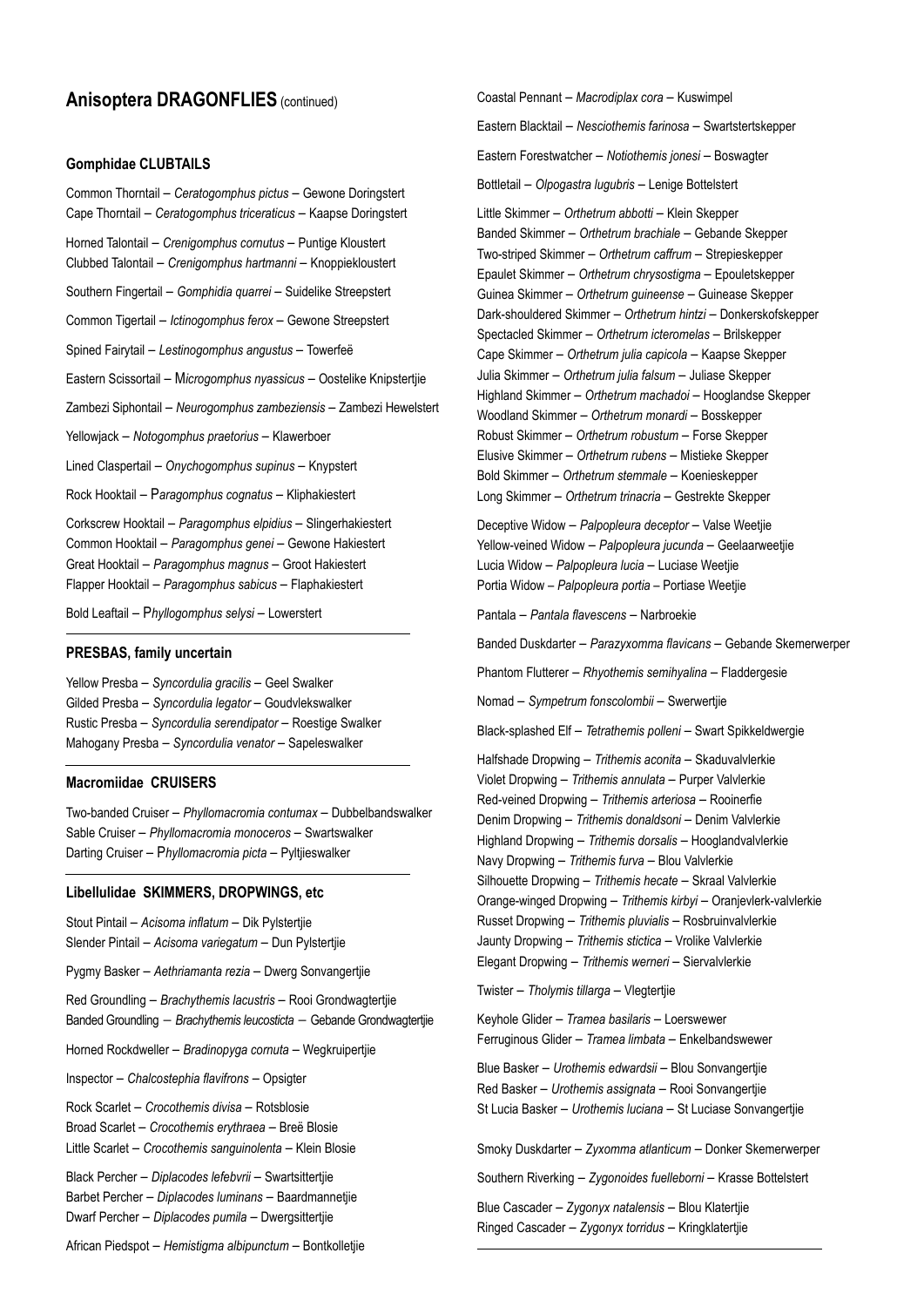## Anisoptera DRAGONFLIES (continued)

### Gomphidae CLUBTAILS

Common Thorntail – *Ceratogomphus pictus* – Gewone Doringstert
Cape Thorntail – *Ceratogomphus triceraticus* – Kaapse Doringstert

Horned Talontail – *Crenigomphus cornutus* – Puntige Kloustert
Clubbed Talontail – *Crenigomphus hartmanni* – Knoppiekloustert

Southern Fingertail – *Gomphidia quarrei* – Suidelike Streepstert

Common Tigertail – *Ictinogomphus ferox* – Gewone Streepstert

Spined Fairytail – *Lestinogomphus angustus* – Towerfeë

Eastern Scissortail – M*icrogomphus nyassicus* – Oostelike Knipstertjie

Zambezi Siphontail – *Neurogomphus zambeziensis* – Zambezi Hewelstert

Yellowjack – *Notogomphus praetorius* – Klawerboer

Lined Claspertail – O*nychogomphus supinus* – Knypstert

Rock Hooktail – P*aragomphus cognatus* – Kliphakiestert

Corkscrew Hooktail – *Paragomphus elpidius* – Slingerhakiestert
Common Hooktail – *Paragomphus genei* – Gewone Hakiestert
Great Hooktail – *Paragomphus magnus* – Groot Hakiestert
Flapper Hooktail – *Paragomphus sabicus* – Flaphakiestert

Bold Leaftail – P*hyllogomphus selysi* – Lowerstert

### PRESBAS, family uncertain

Yellow Presba – *Syncordulia gracilis* – Geel Swalker
Gilded Presba – *Syncordulia legator* – Goudvlekswalker
Rustic Presba – *Syncordulia serendipator* – Roestige Swalker
Mahogany Presba – *Syncordulia venator* – Sapeleswalker

### Macromiidae CRUISERS

Two-banded Cruiser – *Phyllomacromia contumax* – Dubbelbandswalker
Sable Cruiser – *Phyllomacromia monoceros* – Swartswalker
Darting Cruiser – P*hyllomacromia picta* – Pyltjieswalker

### Libellulidae SKIMMERS, DROPWINGS, etc

Stout Pintail – *Acisoma inflatum* – Dik Pylstertjie
Slender Pintail – *Acisoma variegatum* – Dun Pylstertjie

Pygmy Basker – *Aethriamanta rezia* – Dwerg Sonvangertjie

Red Groundling – *Brachythemis lacustris* – Rooi Grondwagtertjie
Banded Groundling – *Brachythemis leucosticta* – Gebande Grondwagtertjie

Horned Rockdweller – *Bradinopyga cornuta* – Wegkruipertjie

Inspector – *Chalcostephia flavifrons* – Opsigter

Rock Scarlet – *Crocothemis divisa* – Rotsblosie
Broad Scarlet – *Crocothemis erythraea* – Breë Blosie
Little Scarlet – *Crocothemis sanguinolenta* – Klein Blosie

Black Percher – *Diplacodes lefebvrii* – Swartsittertjie
Barbet Percher – *Diplacodes luminans* – Baardmannetjie
Dwarf Percher – *Diplacodes pumila* – Dwergsittertjie

African Piedspot – *Hemistigma albipunctum* – Bontkolletjie

Coastal Pennant – *Macrodiplax cora* – Kuswimpel

Eastern Blacktail – *Nesciothemis farinosa* – Swartstertskepper

Eastern Forestwatcher – *Notiothemis jonesi* – Boswagter

Bottletail – *Olpogastra lugubris* – Lenige Bottelstert

Little Skimmer – *Orthetrum abbotti* – Klein Skepper
Banded Skimmer – *Orthetrum brachiale* – Gebande Skepper
Two-striped Skimmer – *Orthetrum caffrum* – Strepieskepper
Epaulet Skimmer – *Orthetrum chrysostigma* – Epouletskepper
Guinea Skimmer – *Orthetrum guineense* – Guinease Skepper
Dark-shouldered Skimmer – *Orthetrum hintzi* – Donkerskofskepper
Spectacled Skimmer – *Orthetrum icteromelas* – Brilskepper
Cape Skimmer – *Orthetrum julia capicola* – Kaapse Skepper
Julia Skimmer – *Orthetrum julia falsum* – Juliase Skepper
Highland Skimmer – *Orthetrum machadoi* – Hooglandse Skepper
Woodland Skimmer – *Orthetrum monardi* – Bosskepper
Robust Skimmer – *Orthetrum robustum* – Forse Skepper
Elusive Skimmer – *Orthetrum rubens* – Mistieke Skepper
Bold Skimmer – *Orthetrum stemmale* – Koenieskepper
Long Skimmer – *Orthetrum trinacria* – Gestrekte Skepper

Deceptive Widow – *Palpopleura deceptor* – Valse Weetjie
Yellow-veined Widow – *Palpopleura jucunda* – Geelaarweetjie
Lucia Widow – *Palpopleura lucia* – Luciase Weetjie
Portia Widow – *Palpopleura portia* – Portiase Weetjie

Pantala – *Pantala flavescens* – Narbroekie

Banded Duskdarter – *Parazyxomma flavicans* – Gebande Skemerwerper

Phantom Flutterer – *Rhyothemis semihyalina* – Fladdergesie

Nomad – *Sympetrum fonscolombii* – Swerwertjie

Black-splashed Elf – *Tetrathemis polleni* – Swart Spikkeldwergie

Halfshade Dropwing – *Trithemis aconita* – Skaduvalvlerkie
Violet Dropwing – *Trithemis annulata* – Purper Valvlerkie
Red-veined Dropwing – *Trithemis arteriosa* – Rooinerfie
Denim Dropwing – *Trithemis donaldsoni* – Denim Valvlerkie
Highland Dropwing – *Trithemis dorsalis* – Hooglandvalvlerkie
Navy Dropwing – *Trithemis furva* – Blou Valvlerkie
Silhouette Dropwing – *Trithemis hecate* – Skraal Valvlerkie
Orange-winged Dropwing – *Trithemis kirbyi* – Oranjevlerk-valvlerkie
Russet Dropwing – *Trithemis pluvialis* – Rosbruinvalvlerkie
Jaunty Dropwing – *Trithemis stictica* – Vrolike Valvlerkie
Elegant Dropwing – *Trithemis werneri* – Siervalvlerkie

Twister – *Tholymis tillarga* – Vlegtertjie

Keyhole Glider – *Tramea basilaris* – Loerswewer
Ferruginous Glider – *Tramea limbata* – Enkelbandswewer

Blue Basker – *Urothemis edwardsii* – Blou Sonvangertjie
Red Basker – *Urothemis assignata* – Rooi Sonvangertjie
St Lucia Basker – *Urothemis luciana* – St Luciase Sonvangertjie

Smoky Duskdarter – *Zyxomma atlanticum* – Donker Skemerwerper

Southern Riverking – *Zygonoides fuelleborni* – Krasse Bottelstert

Blue Cascader – *Zygonyx natalensis* – Blou Klatertjie
Ringed Cascader – *Zygonyx torridus* – Kringklatertjie